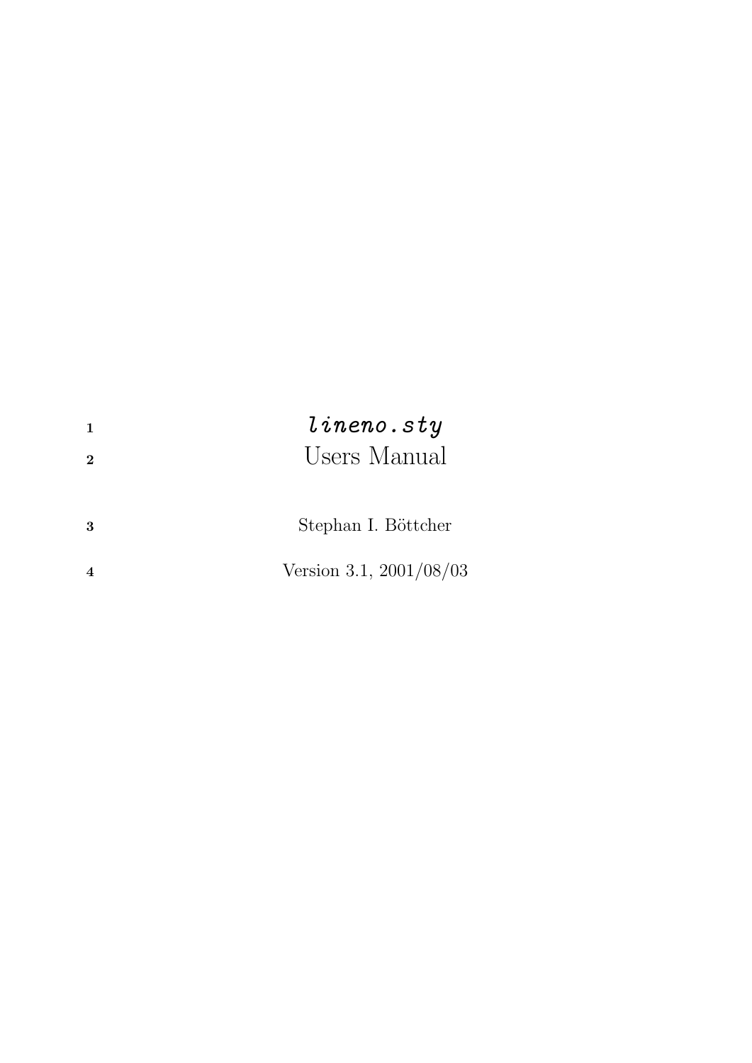# *lineno.sty*

# Users Manual

Stephan I. Böttcher

Version 3.1, 2001/08/03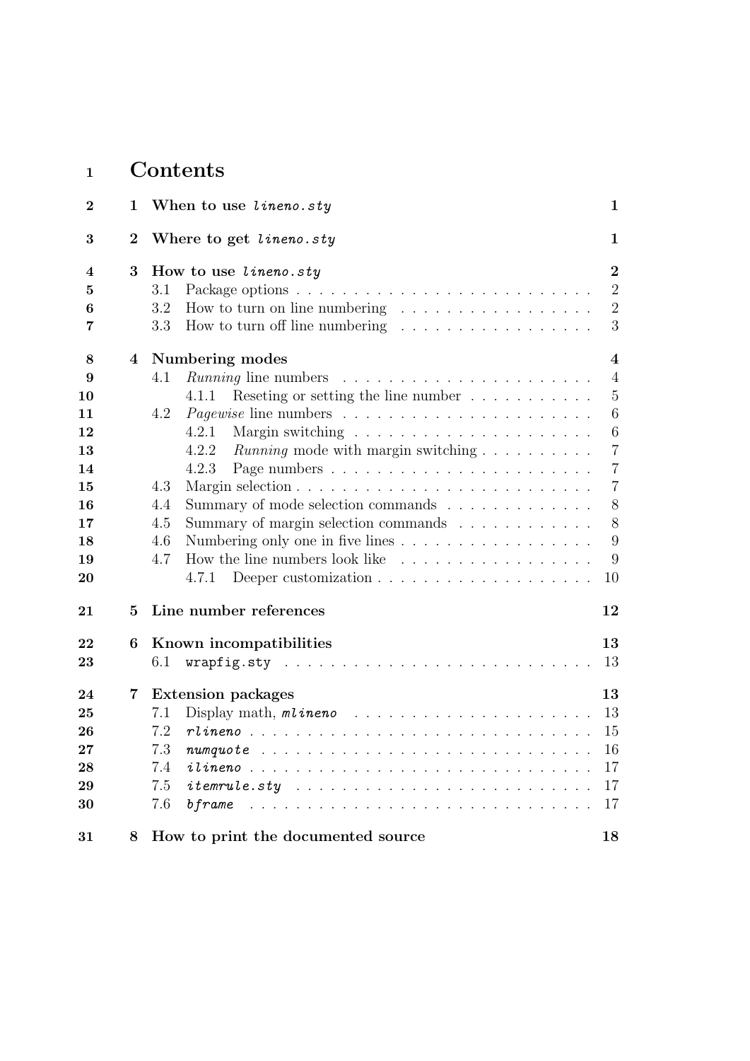# Contents

- 1 When to use *lineno.sty* — 1
- 2 Where to get *lineno.sty* — 1
- 3 How to use *lineno.sty* — 2
  - 3.1 Package options — 2
  - 3.2 How to turn on line numbering — 2
  - 3.3 How to turn off line numbering — 3
- 4 Numbering modes — 4
  - 4.1 *Running* line numbers — 4
    - 4.1.1 Reseting or setting the line number — 5
  - 4.2 *Pagewise* line numbers — 6
    - 4.2.1 Margin switching — 6
    - 4.2.2 *Running* mode with margin switching — 7
    - 4.2.3 Page numbers — 7
  - 4.3 Margin selection — 7
  - 4.4 Summary of mode selection commands — 8
  - 4.5 Summary of margin selection commands — 8
  - 4.6 Numbering only one in five lines — 9
  - 4.7 How the line numbers look like — 9
    - 4.7.1 Deeper customization — 10
- 5 Line number references — 12
- 6 Known incompatibilities — 13
  - 6.1 `wrapfig.sty` — 13
- 7 Extension packages — 13
  - 7.1 Display math, *mlineno* — 13
  - 7.2 *rlineno* — 15
  - 7.3 *numquote* — 16
  - 7.4 *ilineno* — 17
  - 7.5 *itemrule.sty* — 17
  - 7.6 *bframe* — 17
- 8 How to print the documented source — 18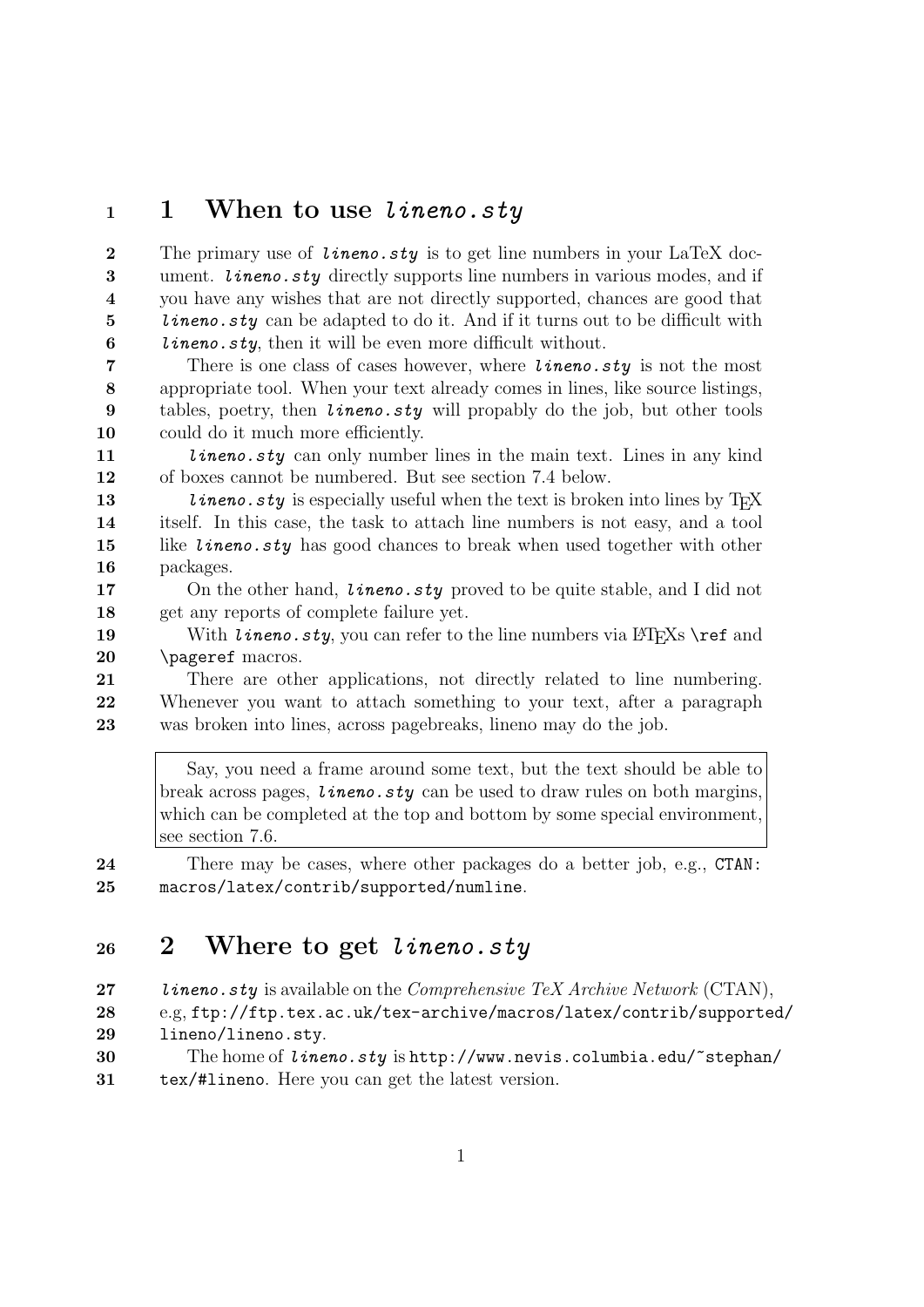# 1 When to use *lineno.sty*

The primary use of *lineno.sty* is to get line numbers in your LaTeX document. *lineno.sty* directly supports line numbers in various modes, and if you have any wishes that are not directly supported, chances are good that *lineno.sty* can be adapted to do it. And if it turns out to be difficult with *lineno.sty*, then it will be even more difficult without.

There is one class of cases however, where *lineno.sty* is not the most appropriate tool. When your text already comes in lines, like source listings, tables, poetry, then *lineno.sty* will propably do the job, but other tools could do it much more efficiently.

*lineno.sty* can only number lines in the main text. Lines in any kind of boxes cannot be numbered. But see section 7.4 below.

*lineno.sty* is especially useful when the text is broken into lines by TeX itself. In this case, the task to attach line numbers is not easy, and a tool like *lineno.sty* has good chances to break when used together with other packages.

On the other hand, *lineno.sty* proved to be quite stable, and I did not get any reports of complete failure yet.

With *lineno.sty*, you can refer to the line numbers via LaTeXs `\ref` and `\pageref` macros.

There are other applications, not directly related to line numbering. Whenever you want to attach something to your text, after a paragraph was broken into lines, across pagebreaks, lineno may do the job.

> Say, you need a frame around some text, but the text should be able to break across pages, *lineno.sty* can be used to draw rules on both margins, which can be completed at the top and bottom by some special environment, see section 7.6.

There may be cases, where other packages do a better job, e.g., `CTAN: macros/latex/contrib/supported/numline`.

# 2 Where to get *lineno.sty*

*lineno.sty* is available on the *Comprehensive TeX Archive Network* (CTAN), e.g, `ftp://ftp.tex.ac.uk/tex-archive/macros/latex/contrib/supported/lineno/lineno.sty`.

The home of *lineno.sty* is `http://www.nevis.columbia.edu/~stephan/tex/#lineno`. Here you can get the latest version.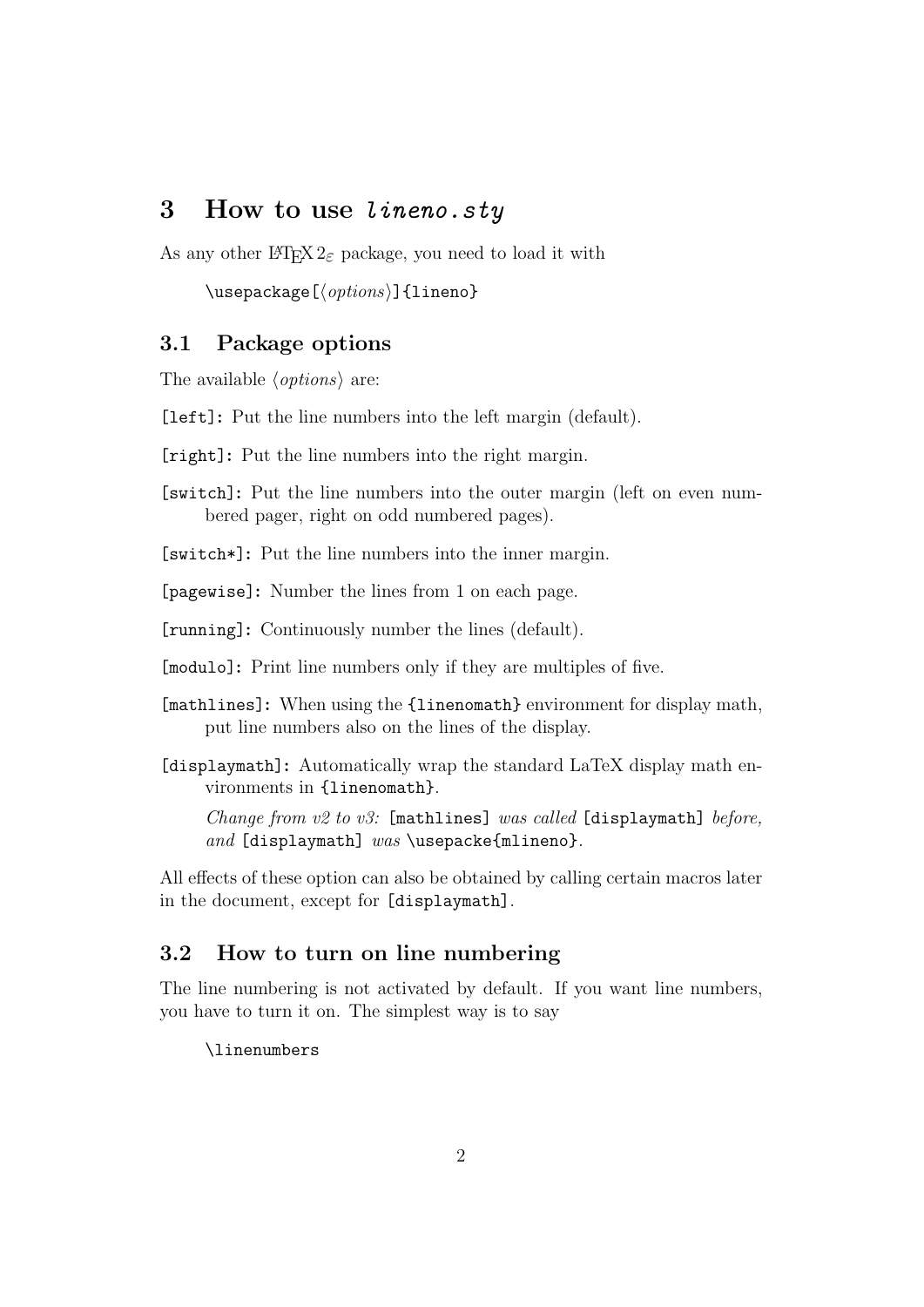## 3 How to use *lineno.sty*

As any other LaTeX 2ε package, you need to load it with

```
\usepackage[⟨options⟩]{lineno}
```

### 3.1 Package options

The available ⟨*options*⟩ are:

`[left]`: Put the line numbers into the left margin (default).

`[right]`: Put the line numbers into the right margin.

`[switch]`: Put the line numbers into the outer margin (left on even numbered pager, right on odd numbered pages).

`[switch*]`: Put the line numbers into the inner margin.

`[pagewise]`: Number the lines from 1 on each page.

`[running]`: Continuously number the lines (default).

`[modulo]`: Print line numbers only if they are multiples of five.

`[mathlines]`: When using the `{linenomath}` environment for display math, put line numbers also on the lines of the display.

`[displaymath]`: Automatically wrap the standard LaTeX display math environments in `{linenomath}`.

*Change from v2 to v3:* `[mathlines]` *was called* `[displaymath]` *before, and* `[displaymath]` *was* `\usepacke{mlineno}`.

All effects of these option can also be obtained by calling certain macros later in the document, except for `[displaymath]`.

### 3.2 How to turn on line numbering

The line numbering is not activated by default. If you want line numbers, you have to turn it on. The simplest way is to say

```
\linenumbers
```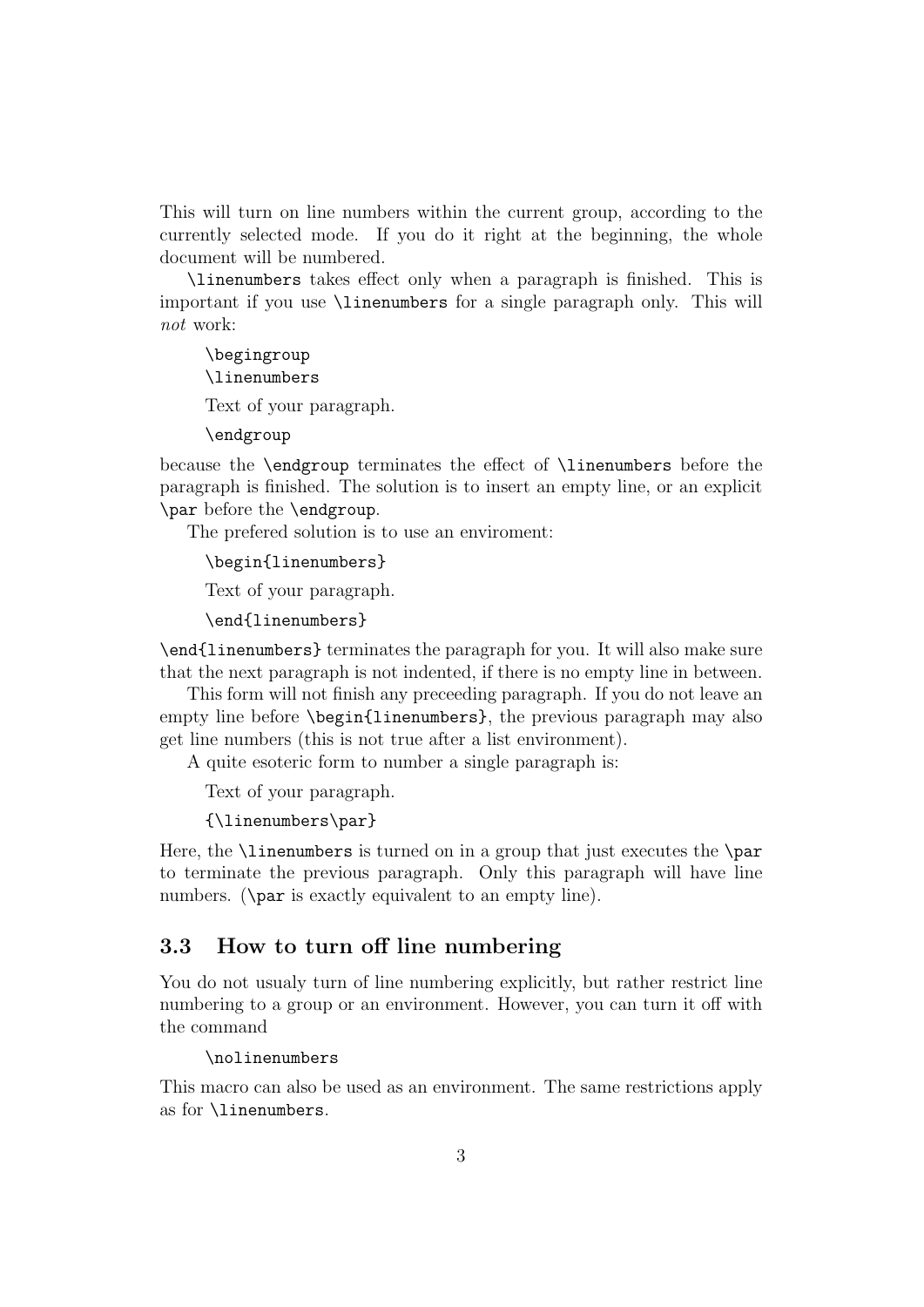This will turn on line numbers within the current group, according to the currently selected mode. If you do it right at the beginning, the whole document will be numbered.

`\linenumbers` takes effect only when a paragraph is finished. This is important if you use `\linenumbers` for a single paragraph only. This will *not* work:

```
\begingroup
\linenumbers
Text of your paragraph.
\endgroup
```

because the `\endgroup` terminates the effect of `\linenumbers` before the paragraph is finished. The solution is to insert an empty line, or an explicit `\par` before the `\endgroup`.

The prefered solution is to use an enviroment:

```
\begin{linenumbers}
Text of your paragraph.
\end{linenumbers}
```

`\end{linenumbers}` terminates the paragraph for you. It will also make sure that the next paragraph is not indented, if there is no empty line in between.

This form will not finish any preceeding paragraph. If you do not leave an empty line before `\begin{linenumbers}`, the previous paragraph may also get line numbers (this is not true after a list environment).

A quite esoteric form to number a single paragraph is:

```
Text of your paragraph.
{\linenumbers\par}
```

Here, the `\linenumbers` is turned on in a group that just executes the `\par` to terminate the previous paragraph. Only this paragraph will have line numbers. (`\par` is exactly equivalent to an empty line).

### 3.3 How to turn off line numbering

You do not usualy turn of line numbering explicitly, but rather restrict line numbering to a group or an environment. However, you can turn it off with the command

```
\nolinenumbers
```

This macro can also be used as an environment. The same restrictions apply as for `\linenumbers`.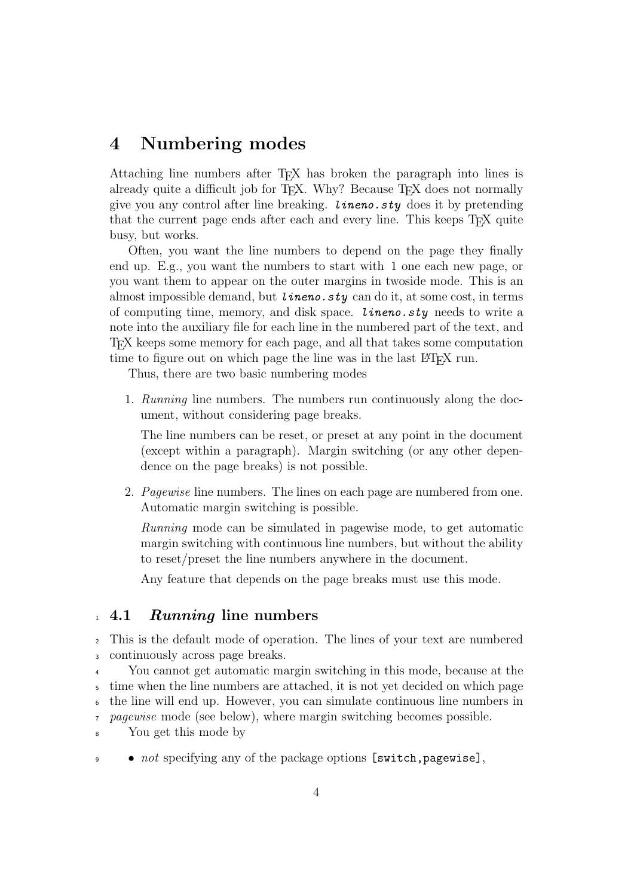# 4 Numbering modes

Attaching line numbers after TEX has broken the paragraph into lines is already quite a difficult job for TEX. Why? Because TEX does not normally give you any control after line breaking. ***lineno.sty*** does it by pretending that the current page ends after each and every line. This keeps TEX quite busy, but works.

Often, you want the line numbers to depend on the page they finally end up. E.g., you want the numbers to start with 1 one each new page, or you want them to appear on the outer margins in twoside mode. This is an almost impossible demand, but ***lineno.sty*** can do it, at some cost, in terms of computing time, memory, and disk space. ***lineno.sty*** needs to write a note into the auxiliary file for each line in the numbered part of the text, and TEX keeps some memory for each page, and all that takes some computation time to figure out on which page the line was in the last LATEX run.

Thus, there are two basic numbering modes

1. *Running* line numbers. The numbers run continuously along the document, without considering page breaks.

   The line numbers can be reset, or preset at any point in the document (except within a paragraph). Margin switching (or any other dependence on the page breaks) is not possible.

2. *Pagewise* line numbers. The lines on each page are numbered from one. Automatic margin switching is possible.

   *Running* mode can be simulated in pagewise mode, to get automatic margin switching with continuous line numbers, but without the ability to reset/preset the line numbers anywhere in the document.

   Any feature that depends on the page breaks must use this mode.

## 4.1 *Running* line numbers

This is the default mode of operation. The lines of your text are numbered continuously across page breaks.

You cannot get automatic margin switching in this mode, because at the time when the line numbers are attached, it is not yet decided on which page the line will end up. However, you can simulate continuous line numbers in *pagewise* mode (see below), where margin switching becomes possible.

You get this mode by

- *not* specifying any of the package options `[switch,pagewise]`,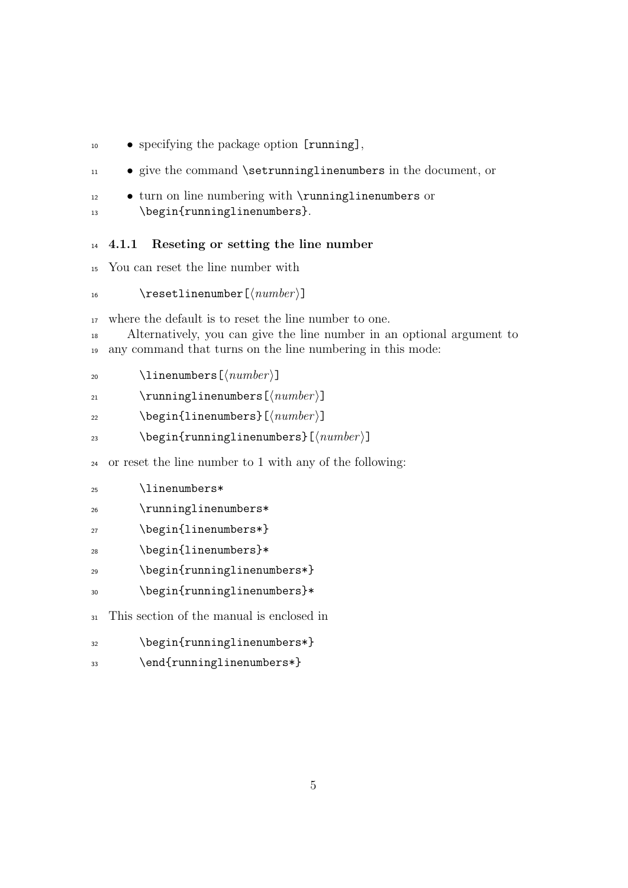- specifying the package option `[running]`,
- give the command `\setrunninglinenumbers` in the document, or
- turn on line numbering with `\runninglinenumbers` or `\begin{runninglinenumbers}`.

### 4.1.1 Reseting or setting the line number

You can reset the line number with

```
\resetlinenumber[⟨number⟩]
```

where the default is to reset the line number to one.

Alternatively, you can give the line number in an optional argument to any command that turns on the line numbering in this mode:

```
\linenumbers[⟨number⟩]
\runninglinenumbers[⟨number⟩]
\begin{linenumbers}[⟨number⟩]
\begin{runninglinenumbers}[⟨number⟩]
```

or reset the line number to 1 with any of the following:

```
\linenumbers*
\runninglinenumbers*
\begin{linenumbers*}
\begin{linenumbers}*
\begin{runninglinenumbers*}
\begin{runninglinenumbers}*
```

This section of the manual is enclosed in

```
\begin{runninglinenumbers*}
\end{runninglinenumbers*}
```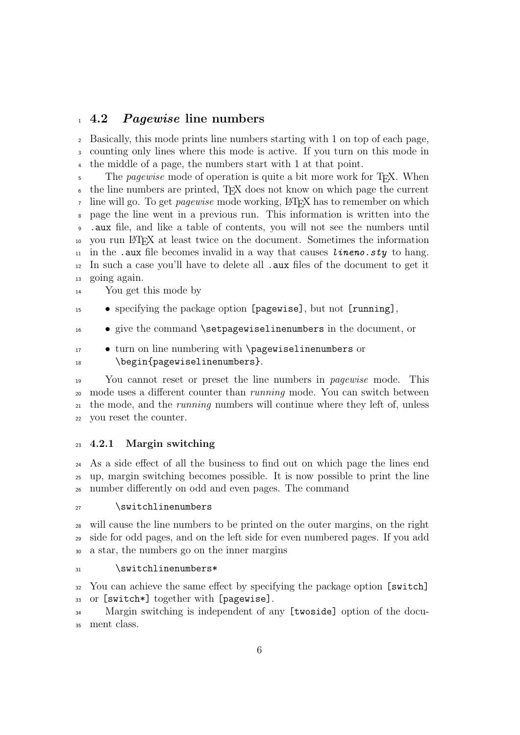## 4.2 *Pagewise* line numbers

Basically, this mode prints line numbers starting with 1 on top of each page, counting only lines where this mode is active. If you turn on this mode in the middle of a page, the numbers start with 1 at that point.

The *pagewise* mode of operation is quite a bit more work for TEX. When the line numbers are printed, TEX does not know on which page the current line will go. To get *pagewise* mode working, LATEX has to remember on which page the line went in a previous run. This information is written into the `.aux` file, and like a table of contents, you will not see the numbers until you run LATEX at least twice on the document. Sometimes the information in the `.aux` file becomes invalid in a way that causes ***lineno.sty*** to hang. In such a case you'll have to delete all `.aux` files of the document to get it going again.

You get this mode by

- specifying the package option `[pagewise]`, but not `[running]`,
- give the command `\setpagewiselinenumbers` in the document, or
- turn on line numbering with `\pagewiselinenumbers` or `\begin{pagewiselinenumbers}`.

You cannot reset or preset the line numbers in *pagewise* mode. This mode uses a different counter than *running* mode. You can switch between the mode, and the *running* numbers will continue where they left of, unless you reset the counter.

### 4.2.1 Margin switching

As a side effect of all the business to find out on which page the lines end up, margin switching becomes possible. It is now possible to print the line number differently on odd and even pages. The command

```
\switchlinenumbers
```

will cause the line numbers to be printed on the outer margins, on the right side for odd pages, and on the left side for even numbered pages. If you add a star, the numbers go on the inner margins

```
\switchlinenumbers*
```

You can achieve the same effect by specifying the package option `[switch]` or `[switch*]` together with `[pagewise]`.

Margin switching is independent of any `[twoside]` option of the document class.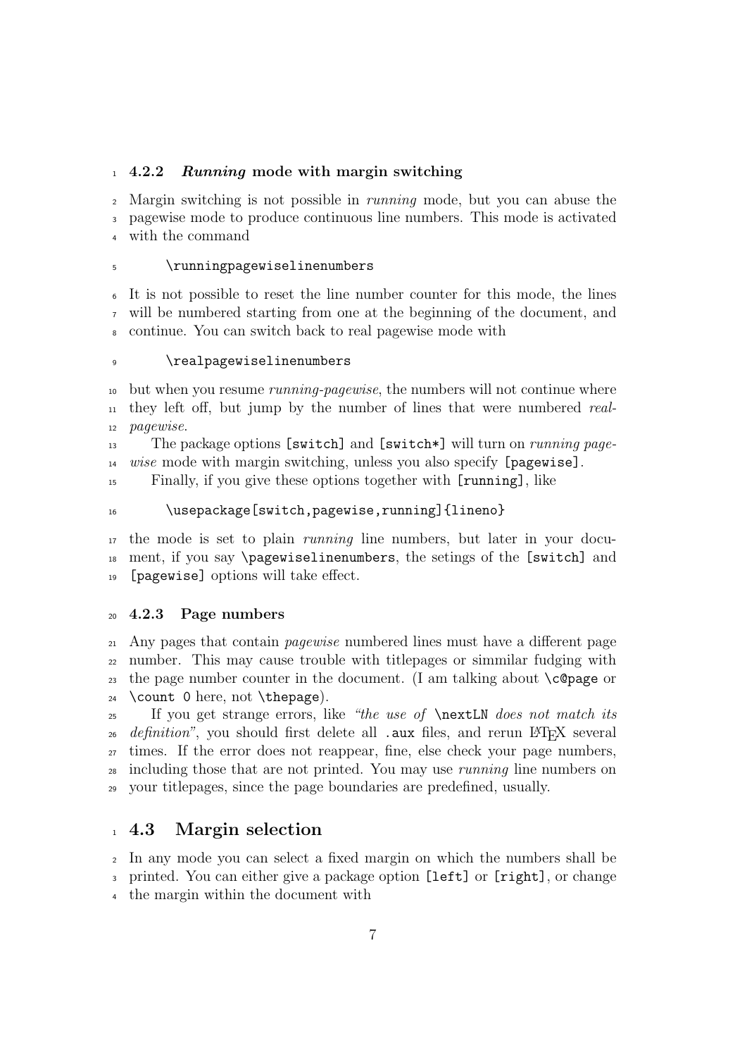### 4.2.2 *Running* mode with margin switching

Margin switching is not possible in *running* mode, but you can abuse the pagewise mode to produce continuous line numbers. This mode is activated with the command

```
\runningpagewiselinenumbers
```

It is not possible to reset the line number counter for this mode, the lines will be numbered starting from one at the beginning of the document, and continue. You can switch back to real pagewise mode with

```
\realpagewiselinenumbers
```

but when you resume *running-pagewise*, the numbers will not continue where they left off, but jump by the number of lines that were numbered *real-pagewise*.

The package options `[switch]` and `[switch*]` will turn on *running pagewise* mode with margin switching, unless you also specify `[pagewise]`.

Finally, if you give these options together with `[running]`, like

```
\usepackage[switch,pagewise,running]{lineno}
```

the mode is set to plain *running* line numbers, but later in your document, if you say `\pagewiselinenumbers`, the setings of the `[switch]` and `[pagewise]` options will take effect.

### 4.2.3 Page numbers

Any pages that contain *pagewise* numbered lines must have a different page number. This may cause trouble with titlepages or simmilar fudging with the page number counter in the document. (I am talking about `\c@page` or `\count 0` here, not `\thepage`).

If you get strange errors, like *"the use of* `\nextLN` *does not match its definition"*, you should first delete all `.aux` files, and rerun LaTeX several times. If the error does not reappear, fine, else check your page numbers, including those that are not printed. You may use *running* line numbers on your titlepages, since the page boundaries are predefined, usually.

## 4.3 Margin selection

In any mode you can select a fixed margin on which the numbers shall be printed. You can either give a package option `[left]` or `[right]`, or change the margin within the document with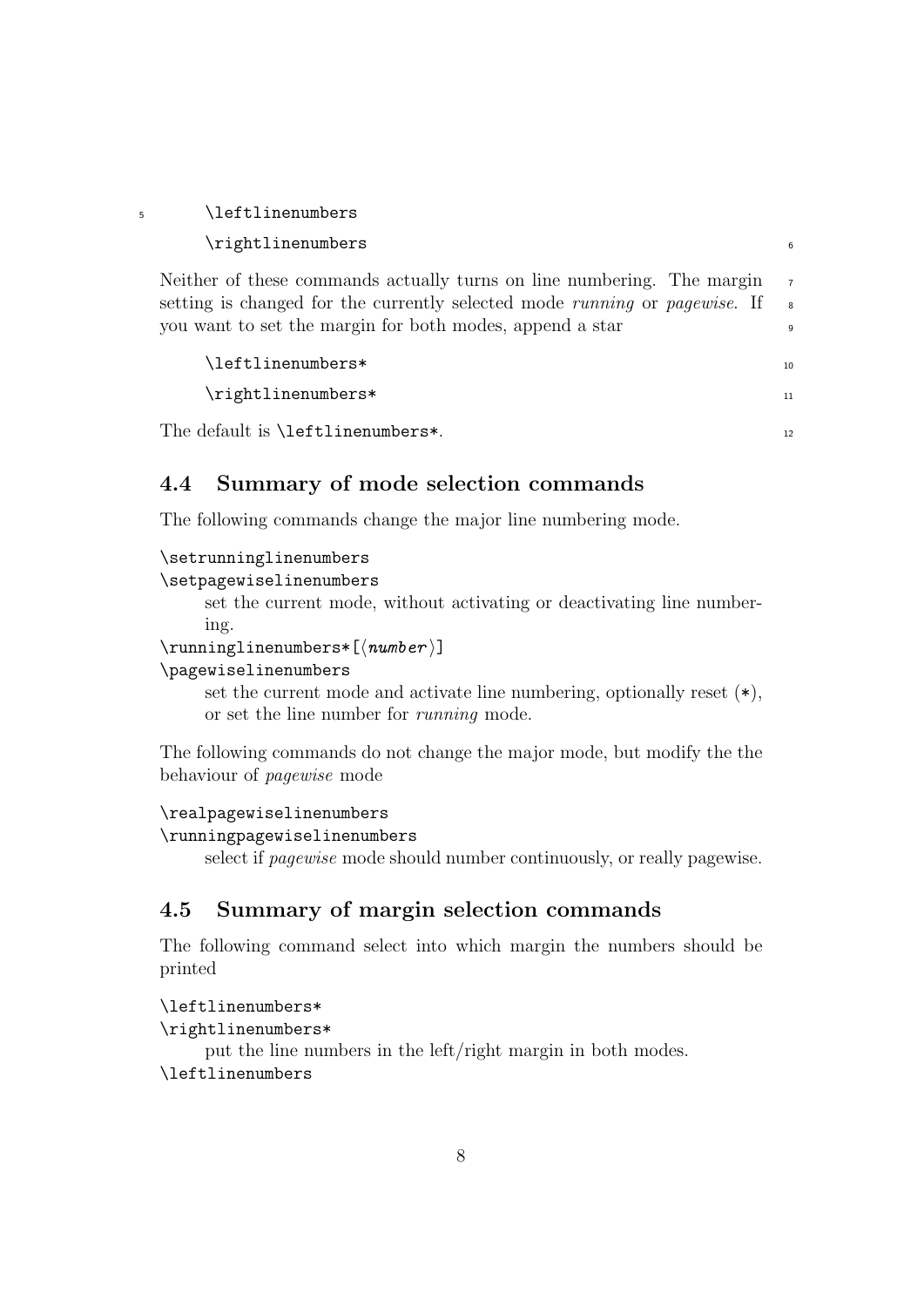```
\leftlinenumbers
\rightlinenumbers
```

Neither of these commands actually turns on line numbering. The margin setting is changed for the currently selected mode *running* or *pagewise*. If you want to set the margin for both modes, append a star

```
\leftlinenumbers*
\rightlinenumbers*
```

The default is `\leftlinenumbers*`.

### 4.4 Summary of mode selection commands

The following commands change the major line numbering mode.

`\setrunninglinenumbers`
`\setpagewiselinenumbers`
: set the current mode, without activating or deactivating line numbering.

`\runninglinenumbers*[⟨number⟩]`
`\pagewiselinenumbers`
: set the current mode and activate line numbering, optionally reset (`*`), or set the line number for *running* mode.

The following commands do not change the major mode, but modify the the behaviour of *pagewise* mode

`\realpagewiselinenumbers`
`\runningpagewiselinenumbers`
: select if *pagewise* mode should number continuously, or really pagewise.

### 4.5 Summary of margin selection commands

The following command select into which margin the numbers should be printed

`\leftlinenumbers*`
`\rightlinenumbers*`
: put the line numbers in the left/right margin in both modes.

`\leftlinenumbers`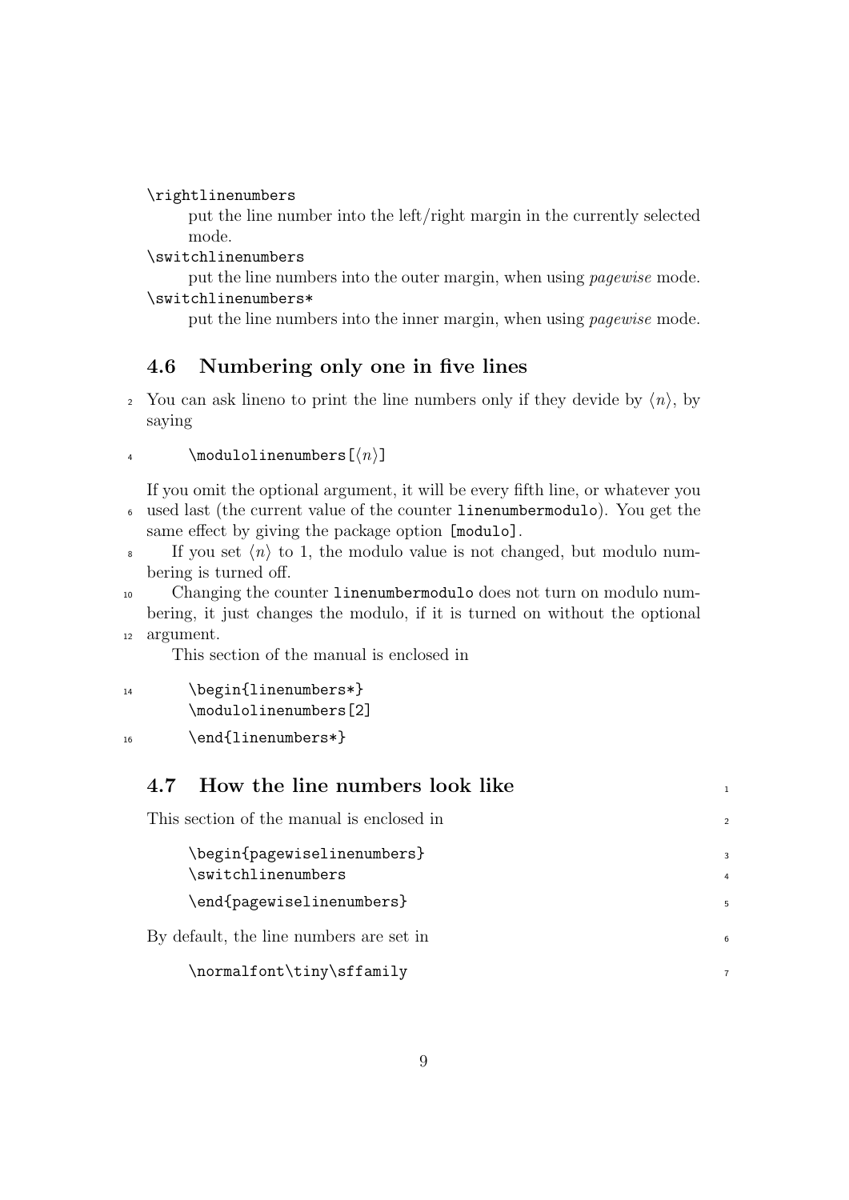`\rightlinenumbers`
: put the line number into the left/right margin in the currently selected mode.

`\switchlinenumbers`
: put the line numbers into the outer margin, when using *pagewise* mode.

`\switchlinenumbers*`
: put the line numbers into the inner margin, when using *pagewise* mode.

## 4.6 Numbering only one in five lines

You can ask lineno to print the line numbers only if they devide by ⟨*n*⟩, by saying

```
\modulolinenumbers[⟨n⟩]
```

If you omit the optional argument, it will be every fifth line, or whatever you used last (the current value of the counter `linenumbermodulo`). You get the same effect by giving the package option `[modulo]`.

If you set ⟨*n*⟩ to 1, the modulo value is not changed, but modulo numbering is turned off.

Changing the counter `linenumbermodulo` does not turn on modulo numbering, it just changes the modulo, if it is turned on without the optional argument.

This section of the manual is enclosed in

```
\begin{linenumbers*}
\modulolinenumbers[2]
\end{linenumbers*}
```

## 4.7 How the line numbers look like

This section of the manual is enclosed in

```
\begin{pagewiselinenumbers}
\switchlinenumbers
\end{pagewiselinenumbers}
```

By default, the line numbers are set in

```
\normalfont\tiny\sffamily
```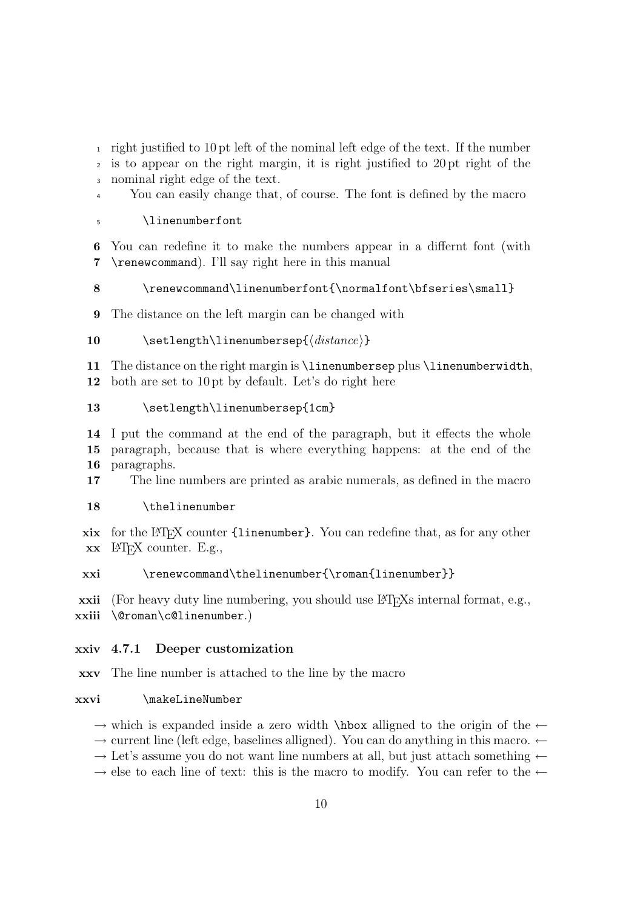right justified to 10 pt left of the nominal left edge of the text. If the number is to appear on the right margin, it is right justified to 20 pt right of the nominal right edge of the text.

You can easily change that, of course. The font is defined by the macro

```
\linenumberfont
```

You can redefine it to make the numbers appear in a differnt font (with `\renewcommand`). I'll say right here in this manual

```
\renewcommand\linenumberfont{\normalfont\bfseries\small}
```

The distance on the left margin can be changed with

```
\setlength\linenumbersep{⟨distance⟩}
```

The distance on the right margin is `\linenumbersep` plus `\linenumberwidth`, both are set to 10 pt by default. Let's do right here

```
\setlength\linenumbersep{1cm}
```

I put the command at the end of the paragraph, but it effects the whole paragraph, because that is where everything happens: at the end of the paragraphs.

The line numbers are printed as arabic numerals, as defined in the macro

```
\thelinenumber
```

for the LaTeX counter `{linenumber}`. You can redefine that, as for any other LaTeX counter. E.g.,

```
\renewcommand\thelinenumber{\roman{linenumber}}
```

(For heavy duty line numbering, you should use LaTeXs internal format, e.g., `\@roman\c@linenumber`.)

#### 4.7.1 Deeper customization

The line number is attached to the line by the macro

```
\makeLineNumber
```

→ which is expanded inside a zero width `\hbox` alligned to the origin of the ←
→ current line (left edge, baselines alligned). You can do anything in this macro. ←
→ Let's assume you do not want line numbers at all, but just attach something ←
→ else to each line of text: this is the macro to modify. You can refer to the ←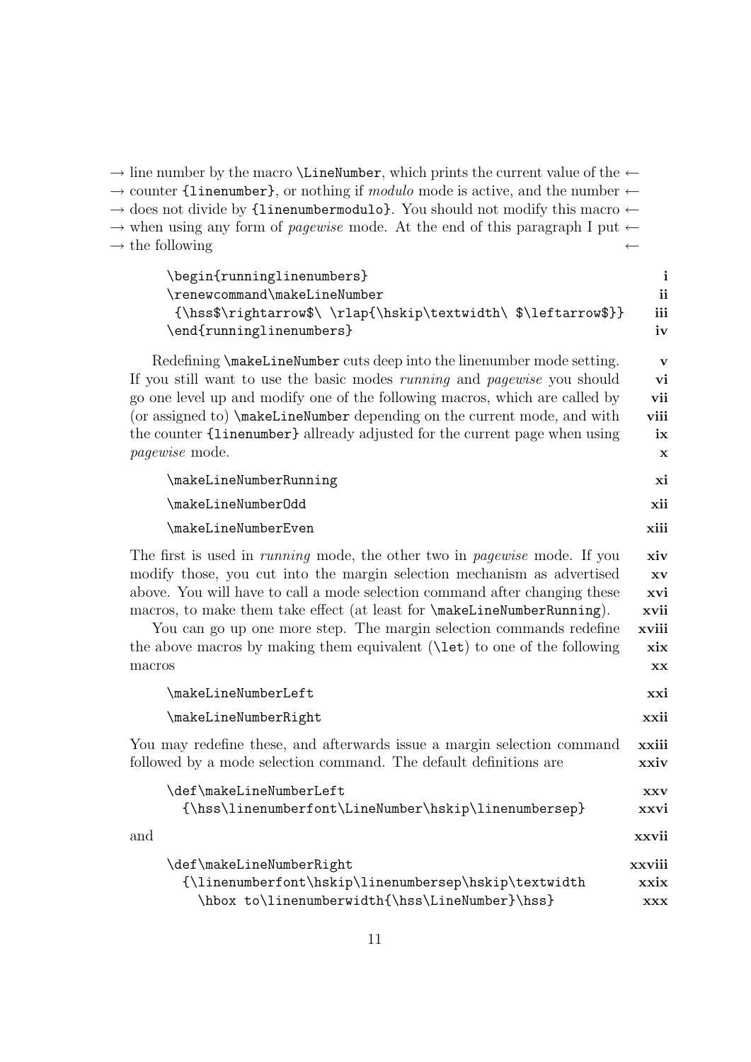→ line number by the macro `\LineNumber`, which prints the current value of the ←
→ counter `{linenumber}`, or nothing if *modulo* mode is active, and the number ←
→ does not divide by `{linenumbermodulo}`. You should not modify this macro ←
→ when using any form of *pagewise* mode. At the end of this paragraph I put ←
→ the following ←

```
\begin{runninglinenumbers}                                          i
\renewcommand\makeLineNumber                                        ii
 {\hss$\rightarrow$\ \rlap{\hskip\textwidth\ $\leftarrow$}}         iii
\end{runninglinenumbers}                                            iv
```

Redefining `\makeLineNumber` cuts deep into the linenumber mode setting. **v**
If you still want to use the basic modes *running* and *pagewise* you should **vi**
go one level up and modify one of the following macros, which are called by **vii**
(or assigned to) `\makeLineNumber` depending on the current mode, and with **viii**
the counter `{linenumber}` allready adjusted for the current page when using **ix**
*pagewise* mode. **x**

```
\makeLineNumberRunning                                              xi
\makeLineNumberOdd                                                  xii
\makeLineNumberEven                                                 xiii
```

The first is used in *running* mode, the other two in *pagewise* mode. If you **xiv**
modify those, you cut into the margin selection mechanism as advertised **xv**
above. You will have to call a mode selection command after changing these **xvi**
macros, to make them take effect (at least for `\makeLineNumberRunning`). **xvii**

You can go up one more step. The margin selection commands redefine **xviii**
the above macros by making them equivalent (`\let`) to one of the following **xix**
macros **xx**

```
\makeLineNumberLeft                                                 xxi
\makeLineNumberRight                                                xxii
```

You may redefine these, and afterwards issue a margin selection command **xxiii**
followed by a mode selection command. The default definitions are **xxiv**

```
\def\makeLineNumberLeft                                             xxv
  {\hss\linenumberfont\LineNumber\hskip\linenumbersep}              xxvi
```

and **xxvii**

```
\def\makeLineNumberRight                                            xxviii
  {\linenumberfont\hskip\linenumbersep\hskip\textwidth              xxix
    \hbox to\linenumberwidth{\hss\LineNumber}\hss}                  xxx
```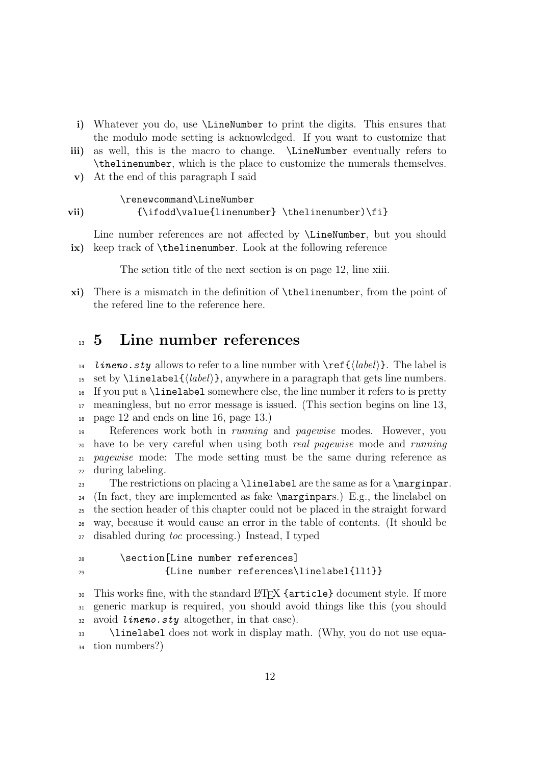Whatever you do, use `\LineNumber` to print the digits. This ensures that the modulo mode setting is acknowledged. If you want to customize that as well, this is the macro to change. `\LineNumber` eventually refers to `\thelinenumber`, which is the place to customize the numerals themselves. At the end of this paragraph I said

```
\renewcommand\LineNumber
   {\ifodd\value{linenumber} \thelinenumber)\fi}
```

Line number references are not affected by `\LineNumber`, but you should keep track of `\thelinenumber`. Look at the following reference

> The setion title of the next section is on page 12, line xiii.

There is a mismatch in the definition of `\thelinenumber`, from the point of the refered line to the reference here.

## 5 Line number references

***lineno.sty*** allows to refer to a line number with `\ref{`⟨*label*⟩`}`. The label is set by `\linelabel{`⟨*label*⟩`}`, anywhere in a paragraph that gets line numbers. If you put a `\linelabel` somewhere else, the line number it refers to is pretty meaningless, but no error message is issued. (This section begins on line 13, page 12 and ends on line 16, page 13.)

References work both in *running* and *pagewise* modes. However, you have to be very careful when using both *real pagewise* mode and *running pagewise* mode: The mode setting must be the same during reference as during labeling.

The restrictions on placing a `\linelabel` are the same as for a `\marginpar`. (In fact, they are implemented as fake `\marginpar`s.) E.g., the linelabel on the section header of this chapter could not be placed in the straight forward way, because it would cause an error in the table of contents. (It should be disabled during *toc* processing.) Instead, I typed

```
\section[Line number references]
        {Line number references\linelabel{ll1}}
```

This works fine, with the standard LaTeX `{article}` document style. If more generic markup is required, you should avoid things like this (you should avoid ***lineno.sty*** altogether, in that case).

`\linelabel` does not work in display math. (Why, you do not use equation numbers?)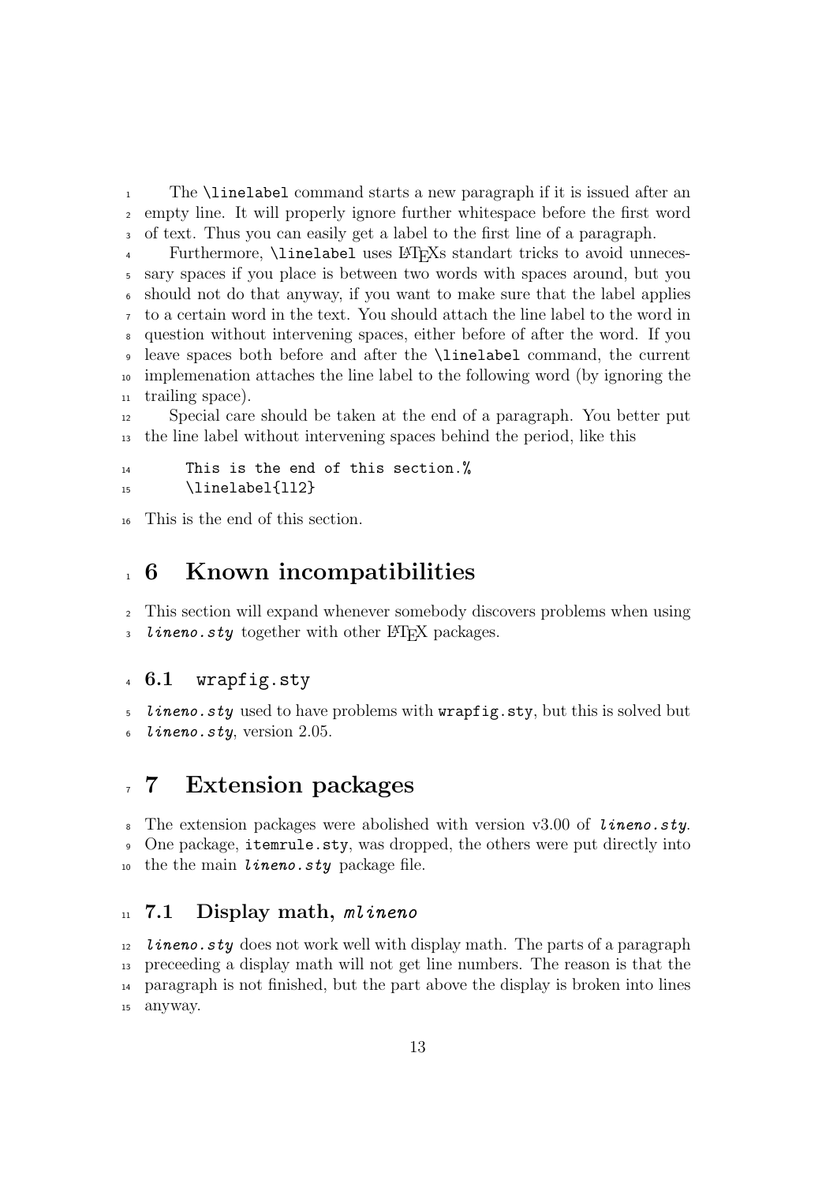The `\linelabel` command starts a new paragraph if it is issued after an empty line. It will properly ignore further whitespace before the first word of text. Thus you can easily get a label to the first line of a paragraph.

Furthermore, `\linelabel` uses LaTeXs standart tricks to avoid unnecessary spaces if you place is between two words with spaces around, but you should not do that anyway, if you want to make sure that the label applies to a certain word in the text. You should attach the line label to the word in question without intervening spaces, either before of after the word. If you leave spaces both before and after the `\linelabel` command, the current implemenation attaches the line label to the following word (by ignoring the trailing space).

Special care should be taken at the end of a paragraph. You better put the line label without intervening spaces behind the period, like this

```
This is the end of this section.%
\linelabel{ll2}
```

This is the end of this section.

# 6 Known incompatibilities

This section will expand whenever somebody discovers problems when using *lineno.sty* together with other LaTeX packages.

## 6.1 wrapfig.sty

*lineno.sty* used to have problems with `wrapfig.sty`, but this is solved but *lineno.sty*, version 2.05.

# 7 Extension packages

The extension packages were abolished with version v3.00 of *lineno.sty*. One package, `itemrule.sty`, was dropped, the others were put directly into the the main *lineno.sty* package file.

## 7.1 Display math, *mlineno*

*lineno.sty* does not work well with display math. The parts of a paragraph preceeding a display math will not get line numbers. The reason is that the paragraph is not finished, but the part above the display is broken into lines anyway.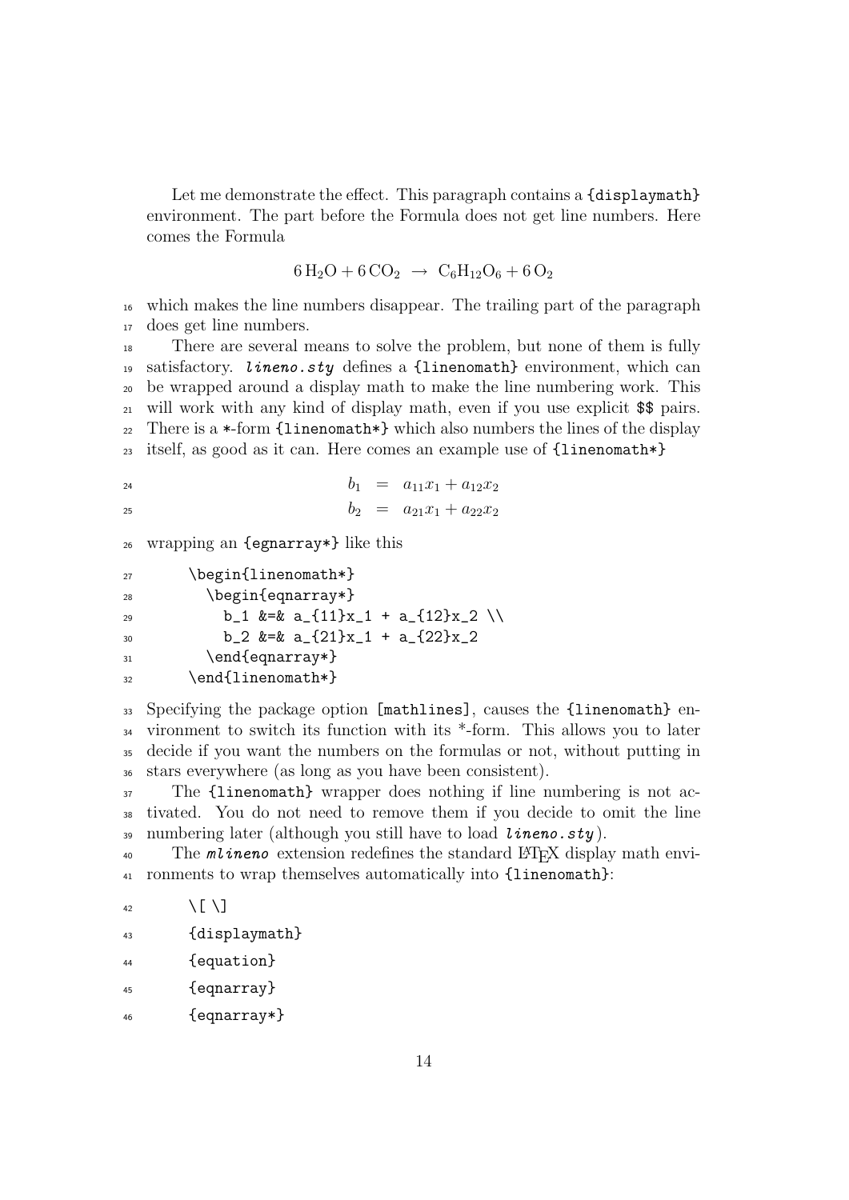Let me demonstrate the effect. This paragraph contains a `{displaymath}` environment. The part before the Formula does not get line numbers. Here comes the Formula

$$6\,\mathrm{H_2O} + 6\,\mathrm{CO_2} \;\rightarrow\; \mathrm{C_6H_{12}O_6} + 6\,\mathrm{O_2}$$

which makes the line numbers disappear. The trailing part of the paragraph does get line numbers.

There are several means to solve the problem, but none of them is fully satisfactory. ***lineno.sty*** defines a `{linenomath}` environment, which can be wrapped around a display math to make the line numbering work. This will work with any kind of display math, even if you use explicit `$$` pairs. There is a `*`-form `{linenomath*}` which also numbers the lines of the display itself, as good as it can. Here comes an example use of `{linenomath*}`

$$\begin{aligned} b_1 &= a_{11}x_1 + a_{12}x_2 \\ b_2 &= a_{21}x_1 + a_{22}x_2 \end{aligned}$$

wrapping an `{eqnarray*}` like this

```
\begin{linenomath*}
  \begin{eqnarray*}
    b_1 &=& a_{11}x_1 + a_{12}x_2 \\
    b_2 &=& a_{21}x_1 + a_{22}x_2
  \end{eqnarray*}
\end{linenomath*}
```

Specifying the package option `[mathlines]`, causes the `{linenomath}` environment to switch its function with its *-form. This allows you to later decide if you want the numbers on the formulas or not, without putting in stars everywhere (as long as you have been consistent).

The `{linenomath}` wrapper does nothing if line numbering is not activated. You do not need to remove them if you decide to omit the line numbering later (although you still have to load ***lineno.sty***).

The ***mlineno*** extension redefines the standard LaTeX display math environments to wrap themselves automatically into `{linenomath}`:

```
\[ \]
{displaymath}
{equation}
{eqnarray}
{eqnarray*}
```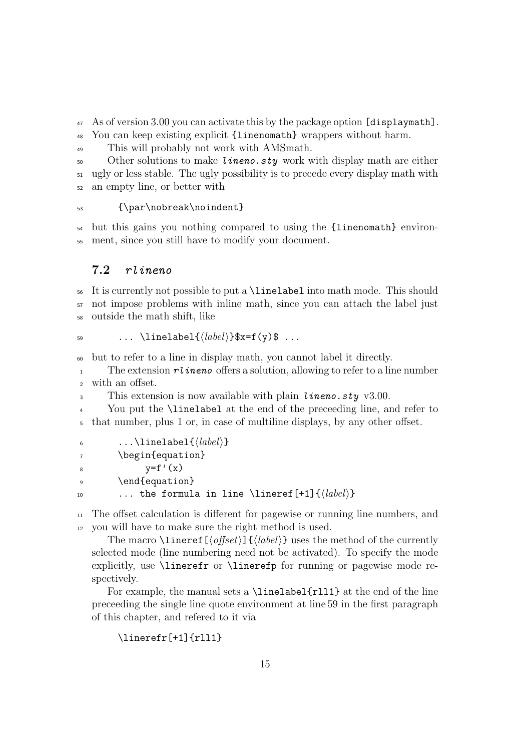As of version 3.00 you can activate this by the package option `[displaymath]`. You can keep existing explicit `{linenomath}` wrappers without harm.

This will probably not work with AMSmath.

Other solutions to make ***lineno.sty*** work with display math are either ugly or less stable. The ugly possibility is to precede every display math with an empty line, or better with

```
{\par\nobreak\noindent}
```

but this gains you nothing compared to using the `{linenomath}` environment, since you still have to modify your document.

### 7.2 *rlineno*

It is currently not possible to put a `\linelabel` into math mode. This should not impose problems with inline math, since you can attach the label just outside the math shift, like

```
... \linelabel{⟨label⟩}$x=f(y)$ ...
```

but to refer to a line in display math, you cannot label it directly.

The extension ***rlineno*** offers a solution, allowing to refer to a line number with an offset.

This extension is now available with plain ***lineno.sty*** v3.00.

You put the `\linelabel` at the end of the preceeding line, and refer to that number, plus 1 or, in case of multiline displays, by any other offset.

```
...\linelabel{⟨label⟩}
\begin{equation}
     y=f'(x)
\end{equation}
... the formula in line \lineref[+1]{⟨label⟩}
```

The offset calculation is different for pagewise or running line numbers, and you will have to make sure the right method is used.

The macro `\lineref[⟨offset⟩]{⟨label⟩}` uses the method of the currently selected mode (line numbering need not be activated). To specify the mode explicitly, use `\linerefr` or `\linerefp` for running or pagewise mode respectively.

For example, the manual sets a `\linelabel{rll1}` at the end of the line preceeding the single line quote environment at line 59 in the first paragraph of this chapter, and refered to it via

```
\linerefr[+1]{rll1}
```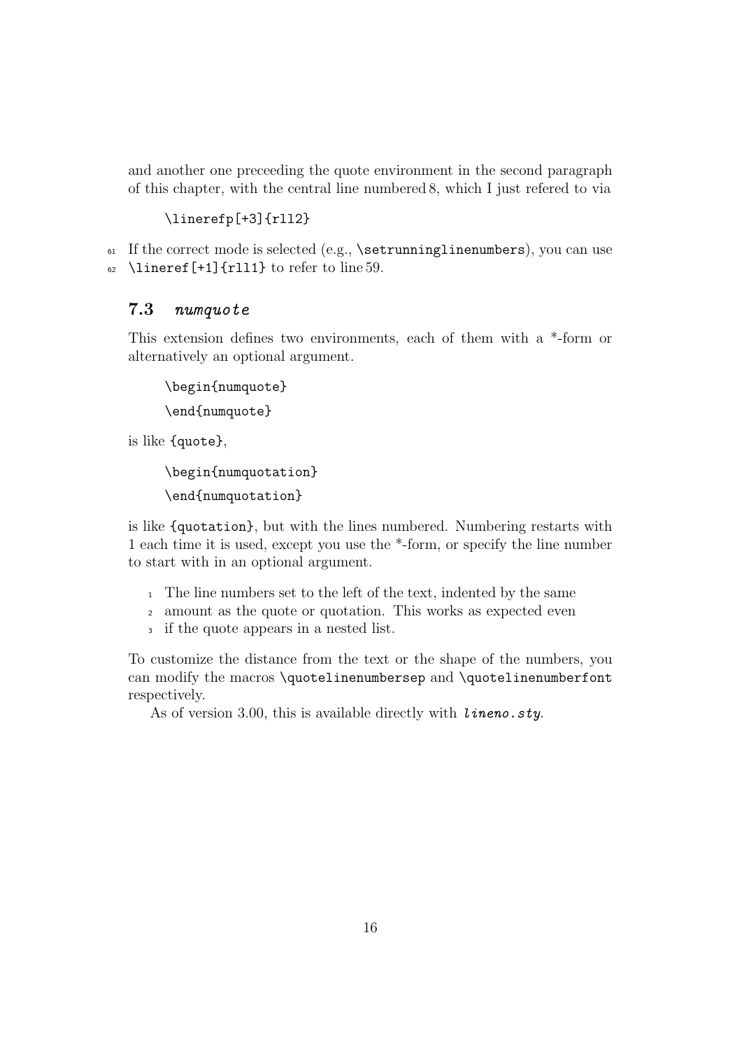and another one preceeding the quote environment in the second paragraph of this chapter, with the central line numbered 8, which I just refered to via

```
\linerefp[+3]{rll2}
```

61 If the correct mode is selected (e.g., `\setrunninglinenumbers`), you can use
62 `\lineref[+1]{rll1}` to refer to line 59.

### 7.3 *numquote*

This extension defines two environments, each of them with a *-form or alternatively an optional argument.

```
\begin{numquote}
\end{numquote}
```

is like `{quote}`,

```
\begin{numquotation}
\end{numquotation}
```

is like `{quotation}`, but with the lines numbered. Numbering restarts with 1 each time it is used, except you use the *-form, or specify the line number to start with in an optional argument.

> 1 The line numbers set to the left of the text, indented by the same
> 2 amount as the quote or quotation. This works as expected even
> 3 if the quote appears in a nested list.

To customize the distance from the text or the shape of the numbers, you can modify the macros `\quotelinenumbersep` and `\quotelinenumberfont` respectively.

As of version 3.00, this is available directly with *lineno.sty*.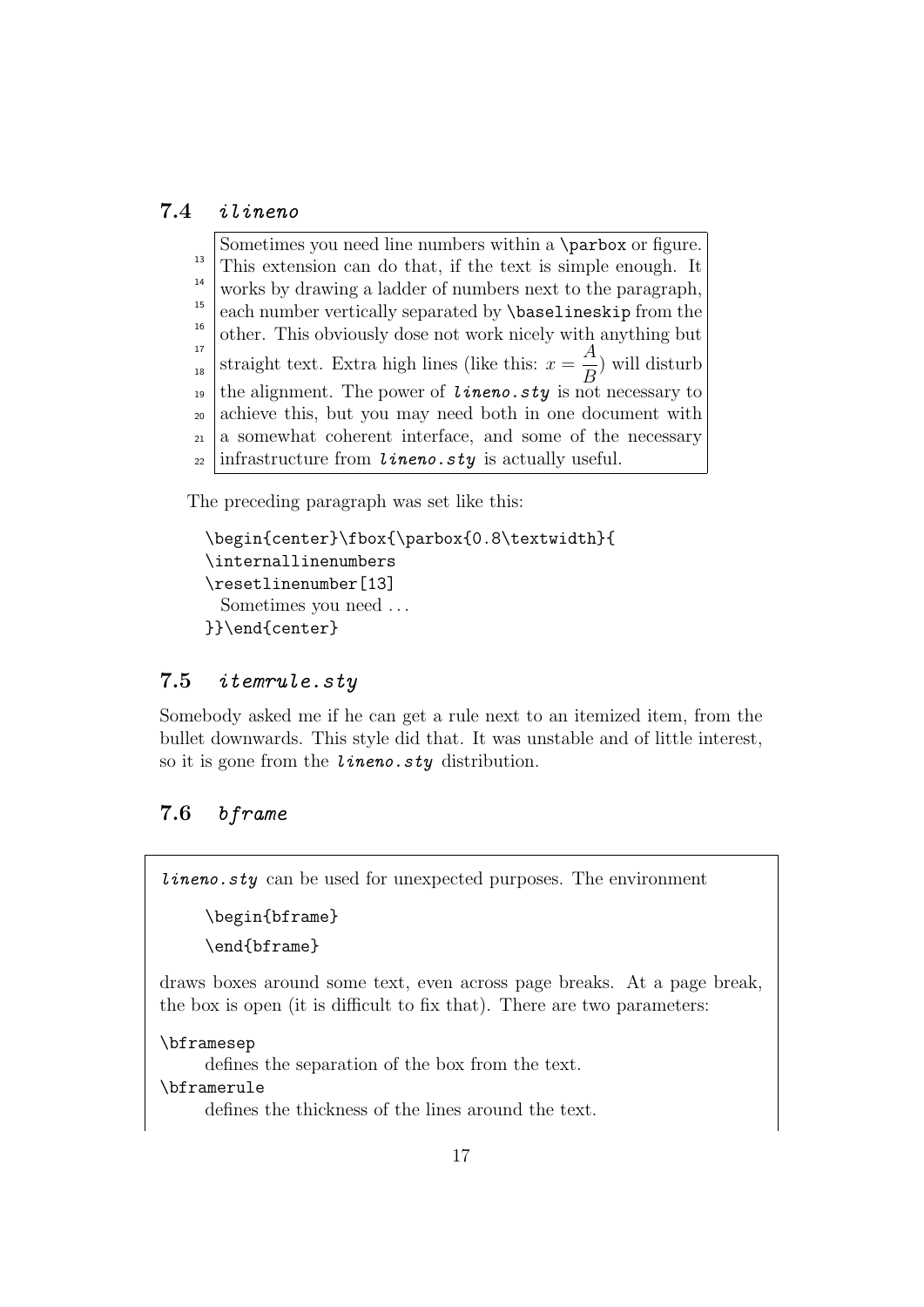### 7.4 *ilineno*

Sometimes you need line numbers within a `\parbox` or figure. This extension can do that, if the text is simple enough. It works by drawing a ladder of numbers next to the paragraph, each number vertically separated by `\baselineskip` from the other. This obviously dose not work nicely with anything but straight text. Extra high lines (like this: $x = \frac{A}{B}$) will disturb the alignment. The power of *lineno.sty* is not necessary to achieve this, but you may need both in one document with a somewhat coherent interface, and some of the necessary infrastructure from *lineno.sty* is actually useful.

The preceding paragraph was set like this:

```
\begin{center}\fbox{\parbox{0.8\textwidth}{
\internallinenumbers
\resetlinenumber[13]
  Sometimes you need ...
}}\end{center}
```

### 7.5 *itemrule.sty*

Somebody asked me if he can get a rule next to an itemized item, from the bullet downwards. This style did that. It was unstable and of little interest, so it is gone from the *lineno.sty* distribution.

### 7.6 *bframe*

*lineno.sty* can be used for unexpected purposes. The environment

```
\begin{bframe}
\end{bframe}
```

draws boxes around some text, even across page breaks. At a page break, the box is open (it is difficult to fix that). There are two parameters:

`\bframesep`
: defines the separation of the box from the text.

`\bframerule`
: defines the thickness of the lines around the text.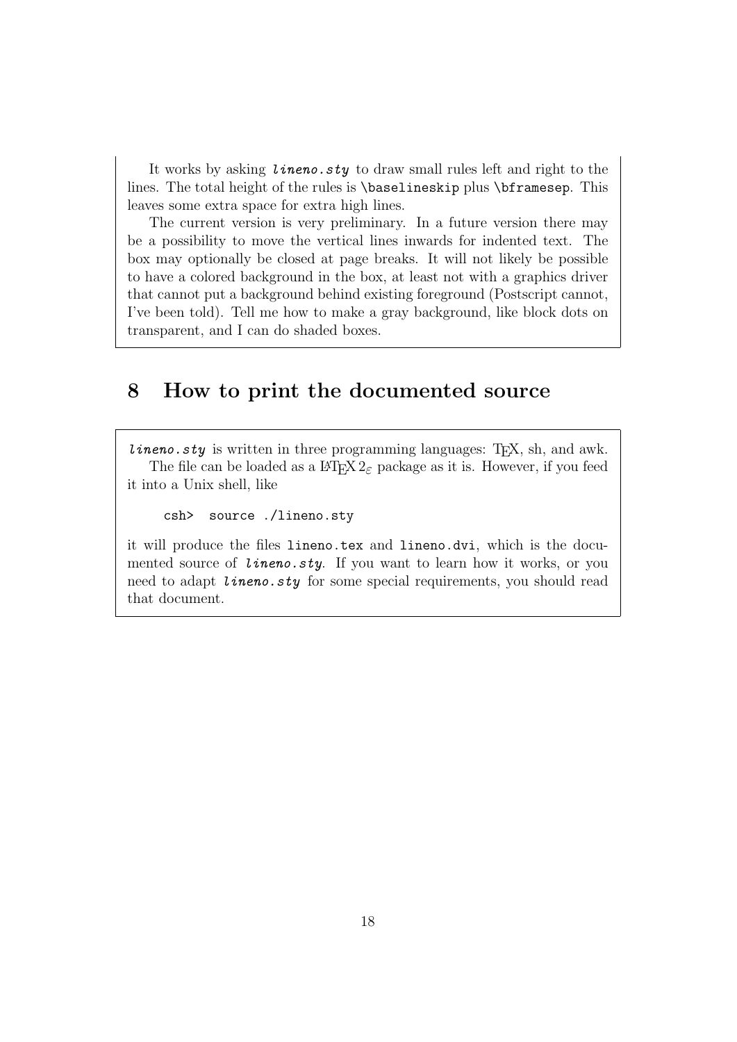It works by asking *lineno.sty* to draw small rules left and right to the lines. The total height of the rules is `\baselineskip` plus `\bframesep`. This leaves some extra space for extra high lines.

The current version is very preliminary. In a future version there may be a possibility to move the vertical lines inwards for indented text. The box may optionally be closed at page breaks. It will not likely be possible to have a colored background in the box, at least not with a graphics driver that cannot put a background behind existing foreground (Postscript cannot, I've been told). Tell me how to make a gray background, like block dots on transparent, and I can do shaded boxes.

# 8 How to print the documented source

*lineno.sty* is written in three programming languages: TEX, sh, and awk.

The file can be loaded as a LATEX $2_\varepsilon$ package as it is. However, if you feed it into a Unix shell, like

```
csh>  source ./lineno.sty
```

it will produce the files `lineno.tex` and `lineno.dvi`, which is the documented source of *lineno.sty*. If you want to learn how it works, or you need to adapt *lineno.sty* for some special requirements, you should read that document.